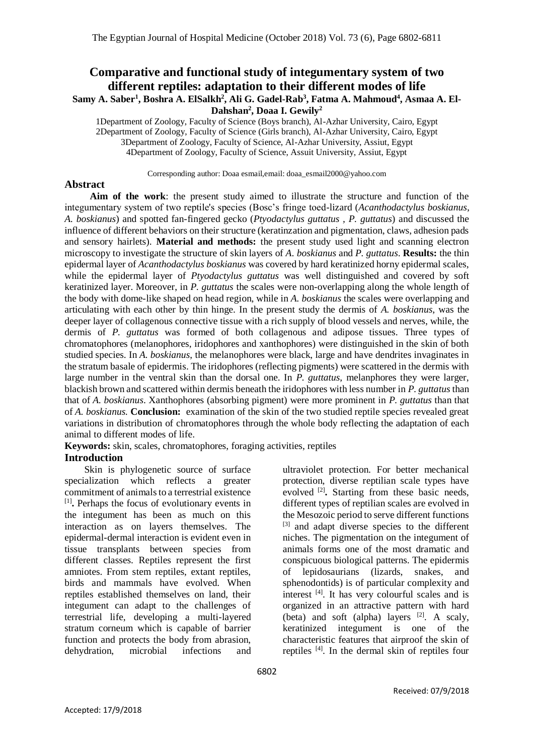# Comparative and functional study of integumentary system of two different reptiles: adaptation to their different modes of life

**Samy A. Saber[1], Boshra A. ElSalkh[2], Ali G. Gadel-Rab[3], Fatma A. Mahmoud[4], Asmaa A. El-Dahshan[2], Doaa I. Gewily[2]**

1Department of Zoology, Faculty of Science (Boys branch), Al-Azhar University, Cairo, Egypt
2Department of Zoology, Faculty of Science (Girls branch), Al-Azhar University, Cairo, Egypt
3Department of Zoology, Faculty of Science, Al-Azhar University, Assiut, Egypt
4Department of Zoology, Faculty of Science, Assuit University, Assiut, Egypt

Corresponding author: Doaa esmail,email: doaa_esmail2000@yahoo.com

## Abstract

**Aim of the work**: the present study aimed to illustrate the structure and function of the integumentary system of two reptile's species (Bosc's fringe toed-lizard (*Acanthodactylus boskianus*, *A. boskianus*) and spotted fan-fingered gecko (*Ptyodactylus guttatus* , *P. guttatus*) and discussed the influence of different behaviors on their structure (keratinzation and pigmentation, claws, adhesion pads and sensory hairlets). **Material and methods:** the present study used light and scanning electron microscopy to investigate the structure of skin layers of *A. boskianus* and *P. guttatus*. **Results:** the thin epidermal layer of *Acanthodactylus boskianus* was covered by hard keratinized horny epidermal scales, while the epidermal layer of *Ptyodactylus guttatus* was well distinguished and covered by soft keratinized layer. Moreover, in *P. guttatus* the scales were non-overlapping along the whole length of the body with dome-like shaped on head region, while in *A. boskianus* the scales were overlapping and articulating with each other by thin hinge. In the present study the dermis of *A. boskianus*, was the deeper layer of collagenous connective tissue with a rich supply of blood vessels and nerves, while, the dermis of *P. guttatus* was formed of both collagenous and adipose tissues. Three types of chromatophores (melanophores, iridophores and xanthophores) were distinguished in the skin of both studied species. In *A. boskianus*, the melanophores were black, large and have dendrites invaginates in the stratum basale of epidermis. The iridophores (reflecting pigments) were scattered in the dermis with large number in the ventral skin than the dorsal one. In *P. guttatus*, melanphores they were larger, blackish brown and scattered within dermis beneath the iridophores with less number in *P. guttatus* than that of *A. boskianus*. Xanthophores (absorbing pigment) were more prominent in *P. guttatus* than that of *A. boskianus.* **Conclusion:** examination of the skin of the two studied reptile species revealed great variations in distribution of chromatophores through the whole body reflecting the adaptation of each animal to different modes of life.

**Keywords:** skin, scales, chromatophores, foraging activities, reptiles

## Introduction

Skin is phylogenetic source of surface specialization which reflects a greater commitment of animals to a terrestrial existence [1]**.** Perhaps the focus of evolutionary events in the integument has been as much on this interaction as on layers themselves. The epidermal-dermal interaction is evident even in tissue transplants between species from different classes. Reptiles represent the first amniotes. From stem reptiles, extant reptiles, birds and mammals have evolved. When reptiles established themselves on land, their integument can adapt to the challenges of terrestrial life, developing a multi-layered stratum corneum which is capable of barrier function and protects the body from abrasion, dehydration, microbial infections and ultraviolet protection. For better mechanical protection, diverse reptilian scale types have evolved [2]**.** Starting from these basic needs, different types of reptilian scales are evolved in the Mesozoic period to serve different functions [3] and adapt diverse species to the different niches. The pigmentation on the integument of animals forms one of the most dramatic and conspicuous biological patterns. The epidermis of lepidosaurians (lizards, snakes, and sphenodontids) is of particular complexity and interest [4]. It has very colourful scales and is organized in an attractive pattern with hard (beta) and soft (alpha) layers [2]. A scaly, keratinized integument is one of the characteristic features that airproof the skin of reptiles [4]. In the dermal skin of reptiles four

Received: 07/9/2018

Accepted: 17/9/2018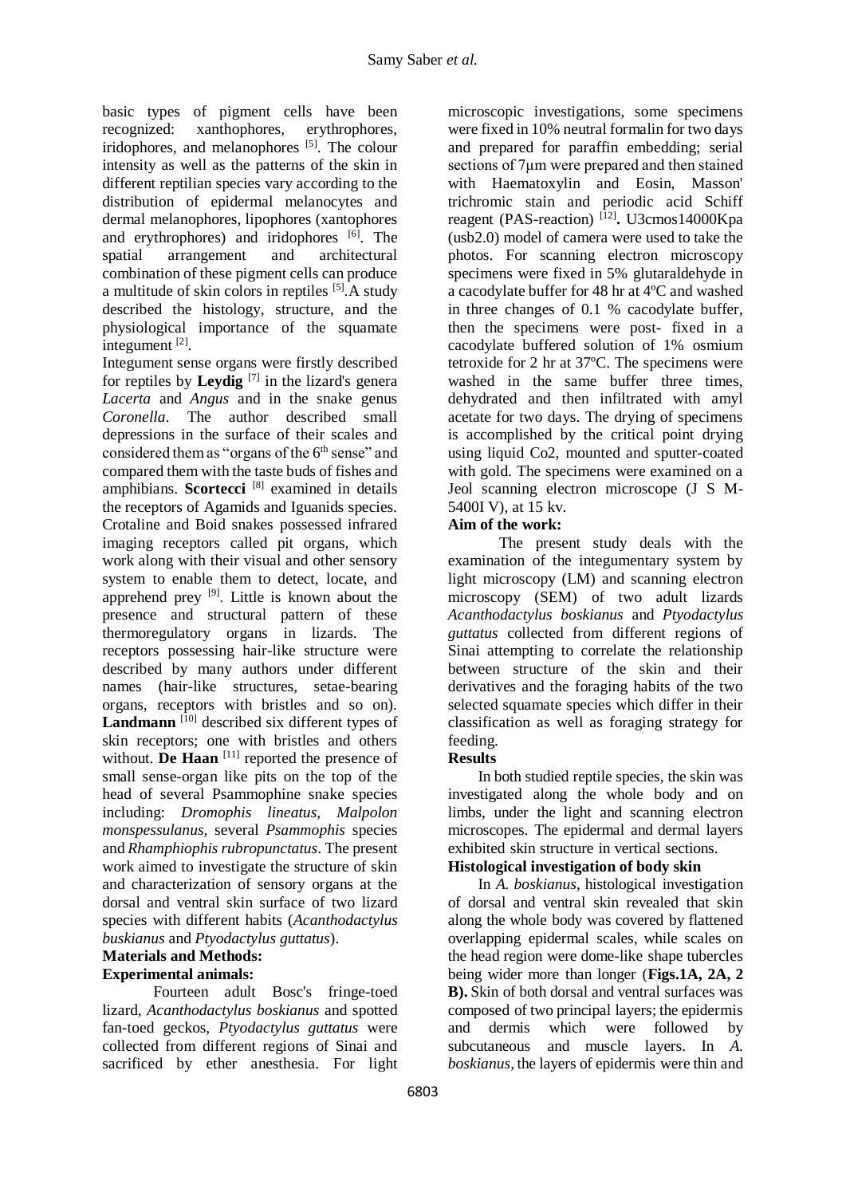basic types of pigment cells have been recognized: xanthophores, erythrophores, iridophores, and melanophores [5]. The colour intensity as well as the patterns of the skin in different reptilian species vary according to the distribution of epidermal melanocytes and dermal melanophores, lipophores (xantophores and erythrophores) and iridophores [6]. The spatial arrangement and architectural combination of these pigment cells can produce a multitude of skin colors in reptiles [5].A study described the histology, structure, and the physiological importance of the squamate integument [2].

Integument sense organs were firstly described for reptiles by **Leydig** [7] in the lizard's genera *Lacerta* and *Angus* and in the snake genus *Coronella*. The author described small depressions in the surface of their scales and considered them as "organs of the 6th sense" and compared them with the taste buds of fishes and amphibians. **Scortecci** [8] examined in details the receptors of Agamids and Iguanids species. Crotaline and Boid snakes possessed infrared imaging receptors called pit organs, which work along with their visual and other sensory system to enable them to detect, locate, and apprehend prey [9]. Little is known about the presence and structural pattern of these thermoregulatory organs in lizards. The receptors possessing hair-like structure were described by many authors under different names (hair-like structures, setae-bearing organs, receptors with bristles and so on). **Landmann** [10] described six different types of skin receptors; one with bristles and others without. **De Haan** [11] reported the presence of small sense-organ like pits on the top of the head of several Psammophine snake species including: *Dromophis lineatus*, *Malpolon monspessulanus*, several *Psammophis* species and *Rhamphiophis rubropunctatus*. The present work aimed to investigate the structure of skin and characterization of sensory organs at the dorsal and ventral skin surface of two lizard species with different habits (*Acanthodactylus buskianus* and *Ptyodactylus guttatus*).

## Materials and Methods:

### Experimental animals:

Fourteen adult Bosc's fringe-toed lizard, *Acanthodactylus boskianus* and spotted fan-toed geckos, *Ptyodactylus guttatus* were collected from different regions of Sinai and sacrificed by ether anesthesia. For light microscopic investigations, some specimens were fixed in 10% neutral formalin for two days and prepared for paraffin embedding; serial sections of 7µm were prepared and then stained with Haematoxylin and Eosin, Masson' trichromic stain and periodic acid Schiff reagent (PAS-reaction) [12]**.** U3cmos14000Kpa (usb2.0) model of camera were used to take the photos. For scanning electron microscopy specimens were fixed in 5% glutaraldehyde in a cacodylate buffer for 48 hr at 4ºC and washed in three changes of 0.1 % cacodylate buffer, then the specimens were post- fixed in a cacodylate buffered solution of 1% osmium tetroxide for 2 hr at 37ºC. The specimens were washed in the same buffer three times, dehydrated and then infiltrated with amyl acetate for two days. The drying of specimens is accomplished by the critical point drying using liquid Co2, mounted and sputter-coated with gold. The specimens were examined on a Jeol scanning electron microscope (J S M-5400I V), at 15 kv.

### Aim of the work:

The present study deals with the examination of the integumentary system by light microscopy (LM) and scanning electron microscopy (SEM) of two adult lizards *Acanthodactylus boskianus* and *Ptyodactylus guttatus* collected from different regions of Sinai attempting to correlate the relationship between structure of the skin and their derivatives and the foraging habits of the two selected squamate species which differ in their classification as well as foraging strategy for feeding.

## Results

In both studied reptile species, the skin was investigated along the whole body and on limbs, under the light and scanning electron microscopes. The epidermal and dermal layers exhibited skin structure in vertical sections.

### Histological investigation of body skin

In *A. boskianus*, histological investigation of dorsal and ventral skin revealed that skin along the whole body was covered by flattened overlapping epidermal scales, while scales on the head region were dome-like shape tubercles being wider more than longer (**Figs.1A, 2A, 2 B).** Skin of both dorsal and ventral surfaces was composed of two principal layers; the epidermis and dermis which were followed by subcutaneous and muscle layers. In *A. boskianus*, the layers of epidermis were thin and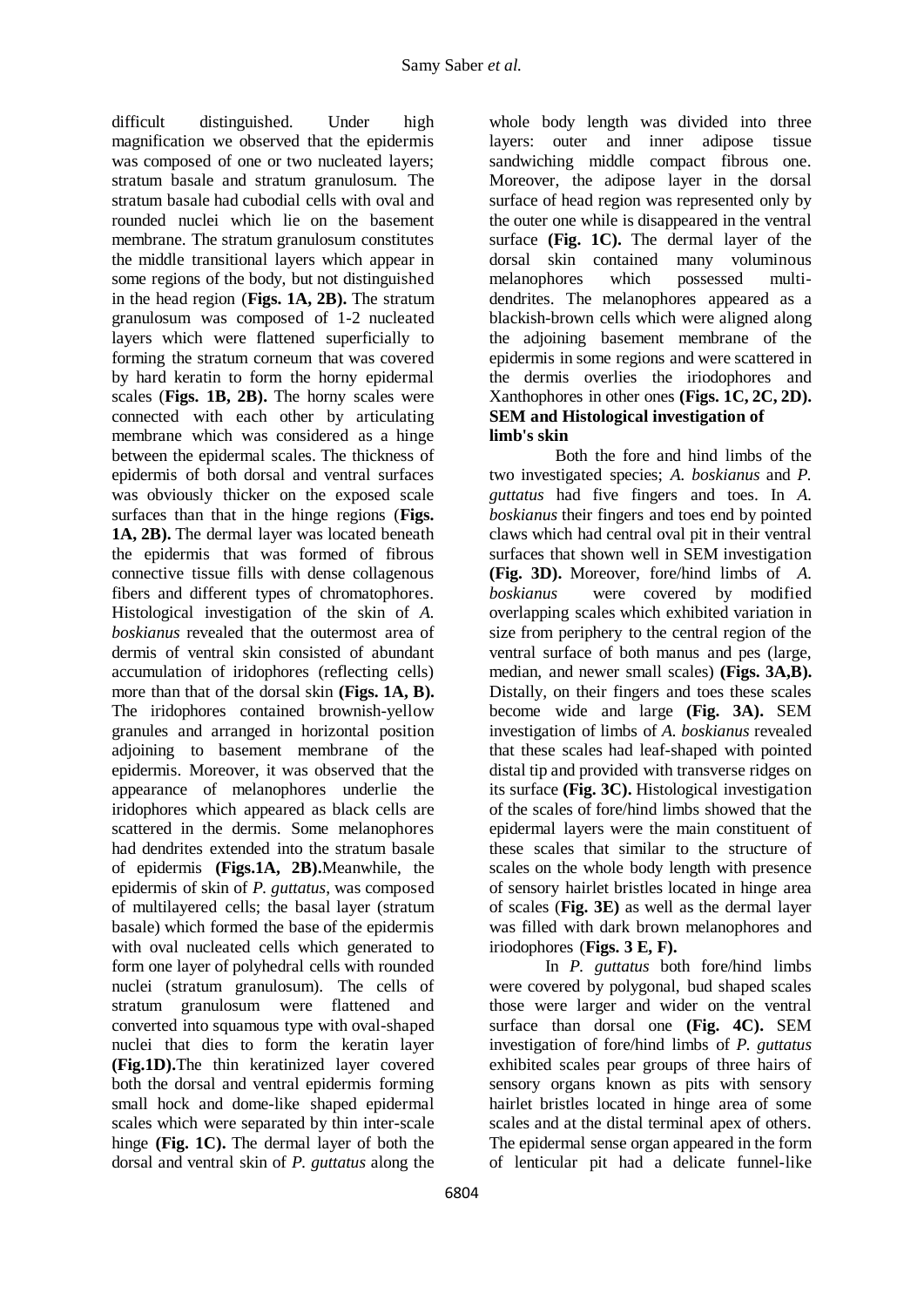difficult distinguished. Under high magnification we observed that the epidermis was composed of one or two nucleated layers; stratum basale and stratum granulosum. The stratum basale had cubodial cells with oval and rounded nuclei which lie on the basement membrane. The stratum granulosum constitutes the middle transitional layers which appear in some regions of the body, but not distinguished in the head region (**Figs. 1A, 2B).** The stratum granulosum was composed of 1-2 nucleated layers which were flattened superficially to forming the stratum corneum that was covered by hard keratin to form the horny epidermal scales (**Figs. 1B, 2B).** The horny scales were connected with each other by articulating membrane which was considered as a hinge between the epidermal scales. The thickness of epidermis of both dorsal and ventral surfaces was obviously thicker on the exposed scale surfaces than that in the hinge regions (**Figs. 1A, 2B).** The dermal layer was located beneath the epidermis that was formed of fibrous connective tissue fills with dense collagenous fibers and different types of chromatophores. Histological investigation of the skin of *A. boskianus* revealed that the outermost area of dermis of ventral skin consisted of abundant accumulation of iridophores (reflecting cells) more than that of the dorsal skin **(Figs. 1A, B).** The iridophores contained brownish-yellow granules and arranged in horizontal position adjoining to basement membrane of the epidermis. Moreover, it was observed that the appearance of melanophores underlie the iridophores which appeared as black cells are scattered in the dermis. Some melanophores had dendrites extended into the stratum basale of epidermis **(Figs.1A, 2B).**Meanwhile, the epidermis of skin of *P. guttatus*, was composed of multilayered cells; the basal layer (stratum basale) which formed the base of the epidermis with oval nucleated cells which generated to form one layer of polyhedral cells with rounded nuclei (stratum granulosum). The cells of stratum granulosum were flattened and converted into squamous type with oval-shaped nuclei that dies to form the keratin layer **(Fig.1D).**The thin keratinized layer covered both the dorsal and ventral epidermis forming small hock and dome-like shaped epidermal scales which were separated by thin inter-scale hinge **(Fig. 1C).** The dermal layer of both the dorsal and ventral skin of *P. guttatus* along the whole body length was divided into three layers: outer and inner adipose tissue sandwiching middle compact fibrous one. Moreover, the adipose layer in the dorsal surface of head region was represented only by the outer one while is disappeared in the ventral surface **(Fig. 1C).** The dermal layer of the dorsal skin contained many voluminous melanophores which possessed multi-dendrites. The melanophores appeared as a blackish-brown cells which were aligned along the adjoining basement membrane of the epidermis in some regions and were scattered in the dermis overlies the iriodophores and Xanthophores in other ones **(Figs. 1C, 2C, 2D).**

**SEM and Histological investigation of limb's skin**

Both the fore and hind limbs of the two investigated species; *A. boskianus* and *P. guttatus* had five fingers and toes. In *A. boskianus* their fingers and toes end by pointed claws which had central oval pit in their ventral surfaces that shown well in SEM investigation **(Fig. 3D).** Moreover, fore/hind limbs of *A. boskianus* were covered by modified overlapping scales which exhibited variation in size from periphery to the central region of the ventral surface of both manus and pes (large, median, and newer small scales) **(Figs. 3A,B).** Distally, on their fingers and toes these scales become wide and large **(Fig. 3A).** SEM investigation of limbs of *A. boskianus* revealed that these scales had leaf-shaped with pointed distal tip and provided with transverse ridges on its surface **(Fig. 3C).** Histological investigation of the scales of fore/hind limbs showed that the epidermal layers were the main constituent of these scales that similar to the structure of scales on the whole body length with presence of sensory hairlet bristles located in hinge area of scales (**Fig. 3E)** as well as the dermal layer was filled with dark brown melanophores and iriodophores (**Figs. 3 E, F).**

In *P. guttatus* both fore/hind limbs were covered by polygonal, bud shaped scales those were larger and wider on the ventral surface than dorsal one **(Fig. 4C).** SEM investigation of fore/hind limbs of *P. guttatus* exhibited scales pear groups of three hairs of sensory organs known as pits with sensory hairlet bristles located in hinge area of some scales and at the distal terminal apex of others. The epidermal sense organ appeared in the form of lenticular pit had a delicate funnel-like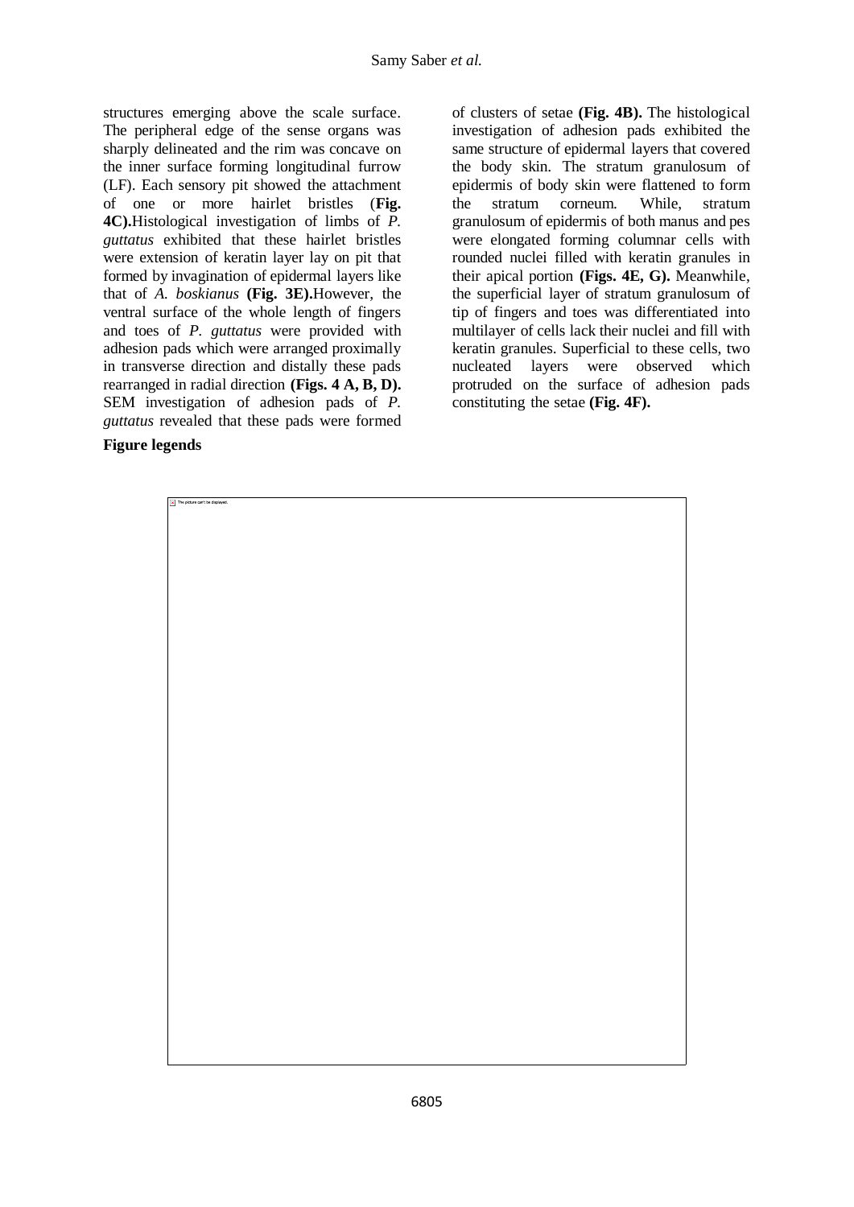structures emerging above the scale surface. The peripheral edge of the sense organs was sharply delineated and the rim was concave on the inner surface forming longitudinal furrow (LF). Each sensory pit showed the attachment of one or more hairlet bristles (**Fig. 4C).** Histological investigation of limbs of *P. guttatus* exhibited that these hairlet bristles were extension of keratin layer lay on pit that formed by invagination of epidermal layers like that of *A. boskianus* **(Fig. 3E).** However, the ventral surface of the whole length of fingers and toes of *P. guttatus* were provided with adhesion pads which were arranged proximally in transverse direction and distally these pads rearranged in radial direction **(Figs. 4 A, B, D).** SEM investigation of adhesion pads of *P. guttatus* revealed that these pads were formed of clusters of setae **(Fig. 4B).** The histological investigation of adhesion pads exhibited the same structure of epidermal layers that covered the body skin. The stratum granulosum of epidermis of body skin were flattened to form the stratum corneum. While, stratum granulosum of epidermis of both manus and pes were elongated forming columnar cells with rounded nuclei filled with keratin granules in their apical portion **(Figs. 4E, G).** Meanwhile, the superficial layer of stratum granulosum of tip of fingers and toes was differentiated into multilayer of cells lack their nuclei and fill with keratin granules. Superficial to these cells, two nucleated layers were observed which protruded on the surface of adhesion pads constituting the setae **(Fig. 4F).**

**Figure legends**

The picture can't be displayed.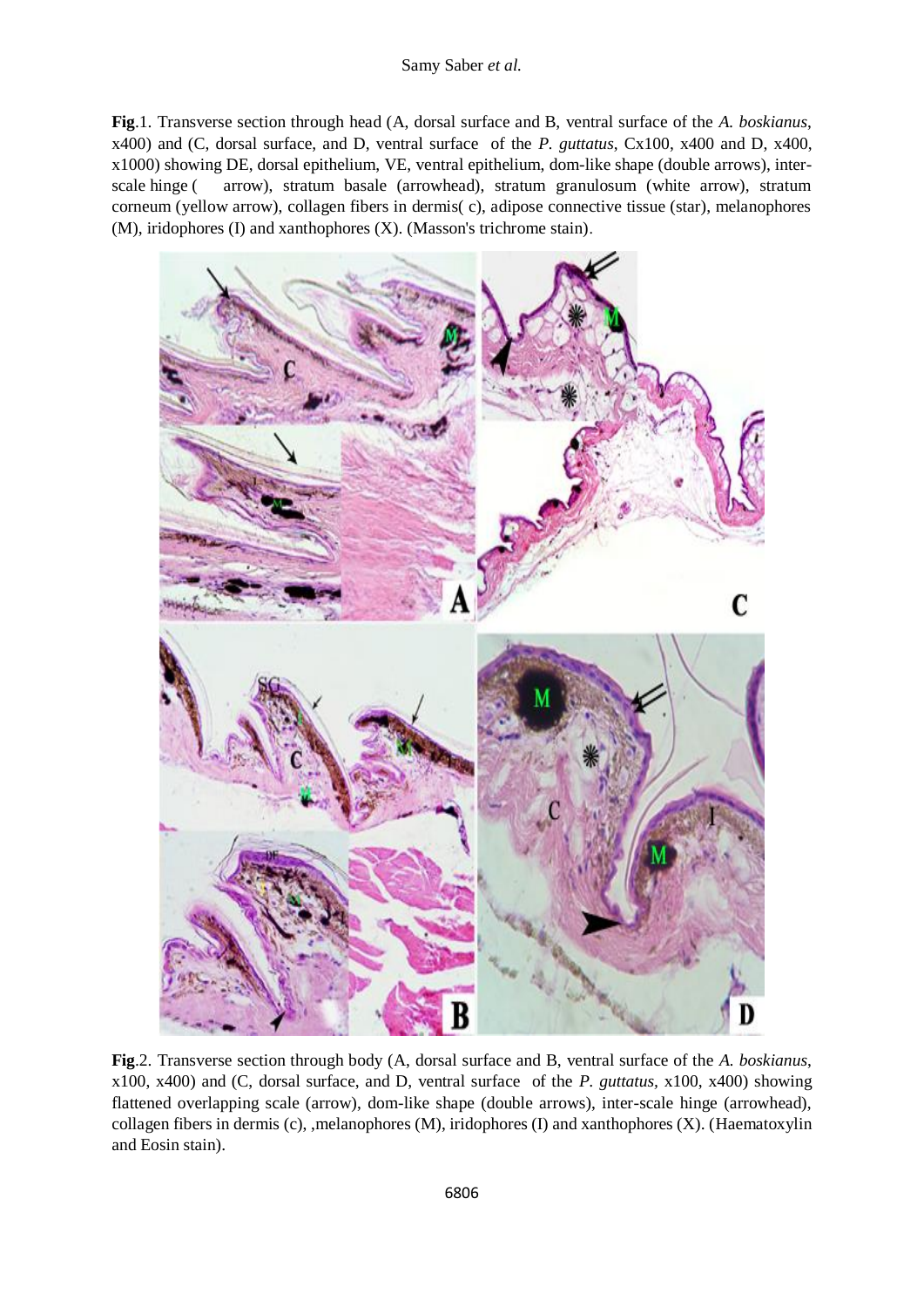**Fig**.1. Transverse section through head (A, dorsal surface and B, ventral surface of the *A. boskianus*, x400) and (C, dorsal surface, and D, ventral surface of the *P. guttatus*, Cx100, x400 and D, x400, x1000) showing DE, dorsal epithelium, VE, ventral epithelium, dom-like shape (double arrows), inter-scale hinge ( arrow), stratum basale (arrowhead), stratum granulosum (white arrow), stratum corneum (yellow arrow), collagen fibers in dermis( c), adipose connective tissue (star), melanophores (M), iridophores (I) and xanthophores (X). (Masson's trichrome stain).

**Fig**.2. Transverse section through body (A, dorsal surface and B, ventral surface of the *A. boskianus*, x100, x400) and (C, dorsal surface, and D, ventral surface of the *P. guttatus*, x100, x400) showing flattened overlapping scale (arrow), dom-like shape (double arrows), inter-scale hinge (arrowhead), collagen fibers in dermis (c), ,melanophores (M), iridophores (I) and xanthophores (X). (Haematoxylin and Eosin stain).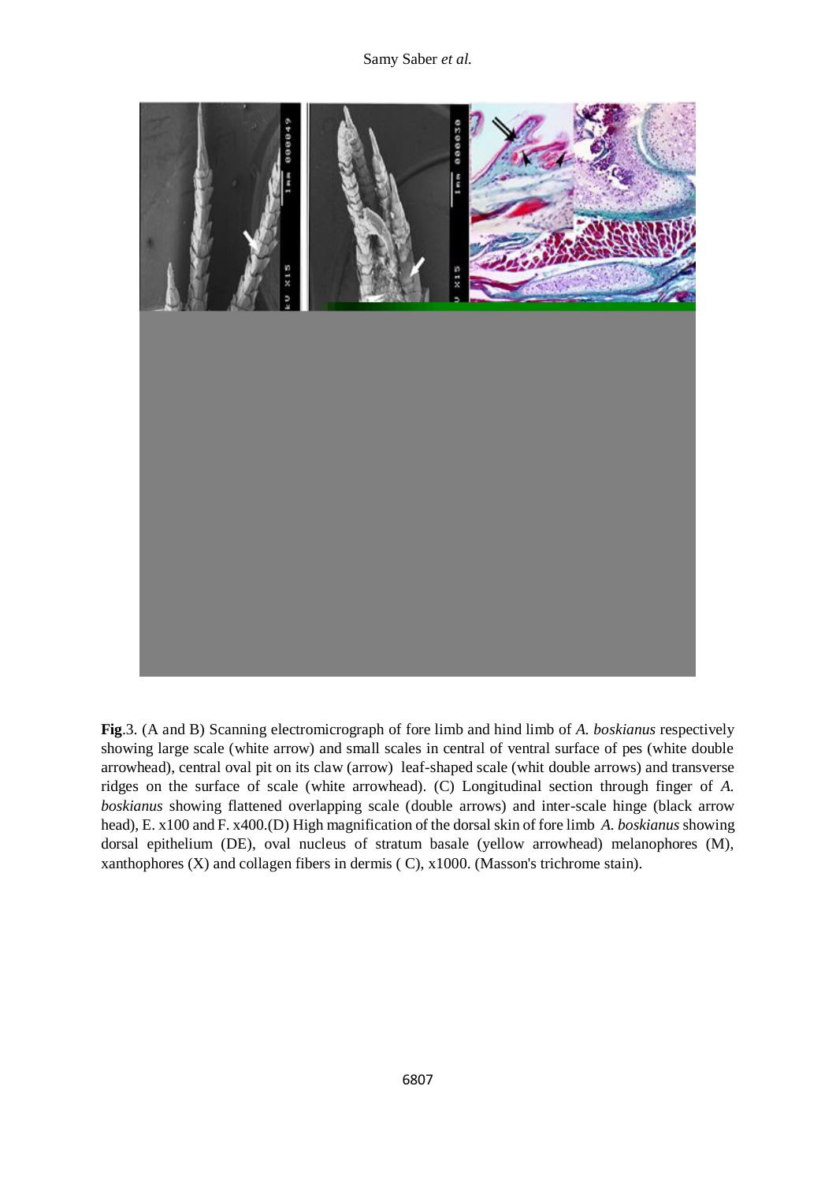**Fig**.3. (A and B) Scanning electromicrograph of fore limb and hind limb of *A. boskianus* respectively showing large scale (white arrow) and small scales in central of ventral surface of pes (white double arrowhead), central oval pit on its claw (arrow) leaf-shaped scale (whit double arrows) and transverse ridges on the surface of scale (white arrowhead). (C) Longitudinal section through finger of *A. boskianus* showing flattened overlapping scale (double arrows) and inter-scale hinge (black arrow head), E. x100 and F. x400.(D) High magnification of the dorsal skin of fore limb *A. boskianus* showing dorsal epithelium (DE), oval nucleus of stratum basale (yellow arrowhead) melanophores (M), xanthophores (X) and collagen fibers in dermis ( C), x1000. (Masson's trichrome stain).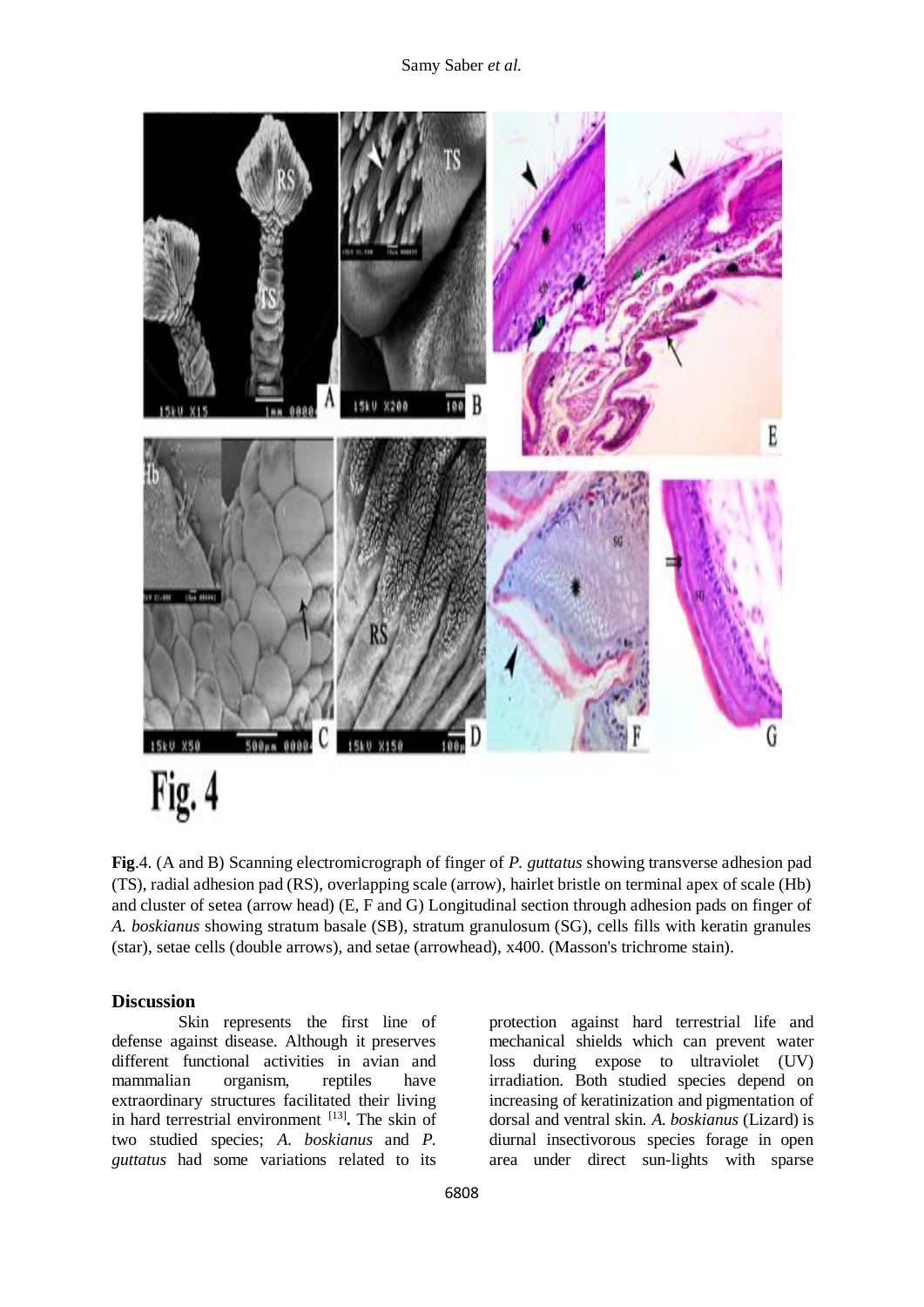**Fig**.4. (A and B) Scanning electromicrograph of finger of *P. guttatus* showing transverse adhesion pad (TS), radial adhesion pad (RS), overlapping scale (arrow), hairlet bristle on terminal apex of scale (Hb) and cluster of setea (arrow head) (E, F and G) Longitudinal section through adhesion pads on finger of *A. boskianus* showing stratum basale (SB), stratum granulosum (SG), cells fills with keratin granules (star), setae cells (double arrows), and setae (arrowhead), x400. (Masson's trichrome stain).

## Discussion

Skin represents the first line of defense against disease. Although it preserves different functional activities in avian and mammalian organism, reptiles have extraordinary structures facilitated their living in hard terrestrial environment [13]**.** The skin of two studied species; *A. boskianus* and *P. guttatus* had some variations related to its protection against hard terrestrial life and mechanical shields which can prevent water loss during expose to ultraviolet (UV) irradiation. Both studied species depend on increasing of keratinization and pigmentation of dorsal and ventral skin. *A. boskianus* (Lizard) is diurnal insectivorous species forage in open area under direct sun-lights with sparse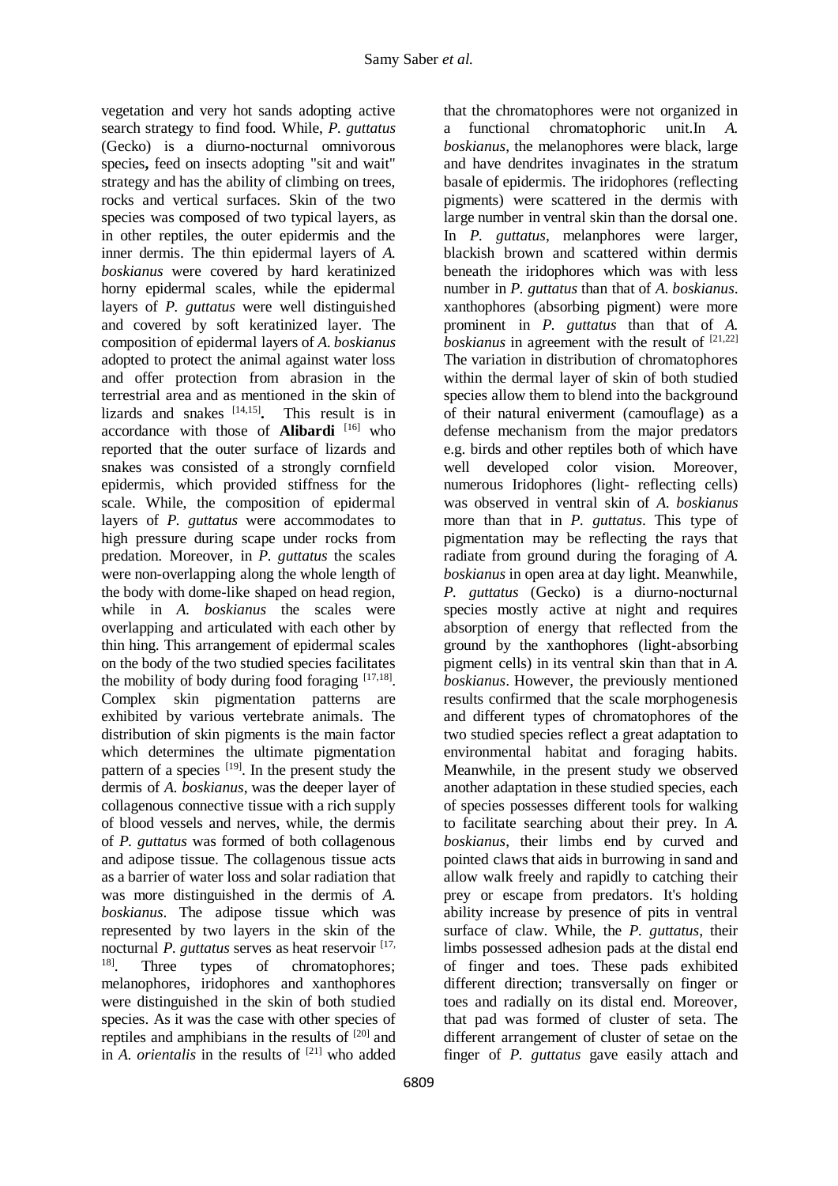vegetation and very hot sands adopting active search strategy to find food. While, *P. guttatus* (Gecko) is a diurno-nocturnal omnivorous species**,** feed on insects adopting "sit and wait" strategy and has the ability of climbing on trees, rocks and vertical surfaces. Skin of the two species was composed of two typical layers, as in other reptiles, the outer epidermis and the inner dermis. The thin epidermal layers of *A. boskianus* were covered by hard keratinized horny epidermal scales, while the epidermal layers of *P. guttatus* were well distinguished and covered by soft keratinized layer. The composition of epidermal layers of *A. boskianus* adopted to protect the animal against water loss and offer protection from abrasion in the terrestrial area and as mentioned in the skin of lizards and snakes [14,15]**.** This result is in accordance with those of **Alibardi** [16] who reported that the outer surface of lizards and snakes was consisted of a strongly cornfield epidermis, which provided stiffness for the scale. While, the composition of epidermal layers of *P. guttatus* were accommodates to high pressure during scape under rocks from predation. Moreover, in *P. guttatus* the scales were non-overlapping along the whole length of the body with dome-like shaped on head region, while in *A. boskianus* the scales were overlapping and articulated with each other by thin hing. This arrangement of epidermal scales on the body of the two studied species facilitates the mobility of body during food foraging [17,18]. Complex skin pigmentation patterns are exhibited by various vertebrate animals. The distribution of skin pigments is the main factor which determines the ultimate pigmentation pattern of a species [19]. In the present study the dermis of *A. boskianus*, was the deeper layer of collagenous connective tissue with a rich supply of blood vessels and nerves, while, the dermis of *P. guttatus* was formed of both collagenous and adipose tissue. The collagenous tissue acts as a barrier of water loss and solar radiation that was more distinguished in the dermis of *A. boskianus*. The adipose tissue which was represented by two layers in the skin of the nocturnal *P. guttatus* serves as heat reservoir [17, 18]. Three types of chromatophores; melanophores, iridophores and xanthophores were distinguished in the skin of both studied species. As it was the case with other species of reptiles and amphibians in the results of [20] and in *A. orientalis* in the results of [21] who added that the chromatophores were not organized in a functional chromatophoric unit.In *A. boskianus*, the melanophores were black, large and have dendrites invaginates in the stratum basale of epidermis. The iridophores (reflecting pigments) were scattered in the dermis with large number in ventral skin than the dorsal one. In *P. guttatus*, melanphores were larger, blackish brown and scattered within dermis beneath the iridophores which was with less number in *P. guttatus* than that of *A. boskianus*. xanthophores (absorbing pigment) were more prominent in *P. guttatus* than that of *A. boskianus* in agreement with the result of [21,22] The variation in distribution of chromatophores within the dermal layer of skin of both studied species allow them to blend into the background of their natural eniverment (camouflage) as a defense mechanism from the major predators e.g. birds and other reptiles both of which have well developed color vision. Moreover, numerous Iridophores (light- reflecting cells) was observed in ventral skin of *A. boskianus* more than that in *P. guttatus*. This type of pigmentation may be reflecting the rays that radiate from ground during the foraging of *A. boskianus* in open area at day light. Meanwhile, *P. guttatus* (Gecko) is a diurno-nocturnal species mostly active at night and requires absorption of energy that reflected from the ground by the xanthophores (light-absorbing pigment cells) in its ventral skin than that in *A. boskianus*. However, the previously mentioned results confirmed that the scale morphogenesis and different types of chromatophores of the two studied species reflect a great adaptation to environmental habitat and foraging habits. Meanwhile, in the present study we observed another adaptation in these studied species, each of species possesses different tools for walking to facilitate searching about their prey. In *A. boskianus*, their limbs end by curved and pointed claws that aids in burrowing in sand and allow walk freely and rapidly to catching their prey or escape from predators. It's holding ability increase by presence of pits in ventral surface of claw. While, the *P. guttatus*, their limbs possessed adhesion pads at the distal end of finger and toes. These pads exhibited different direction; transversally on finger or toes and radially on its distal end. Moreover, that pad was formed of cluster of seta. The different arrangement of cluster of setae on the finger of *P. guttatus* gave easily attach and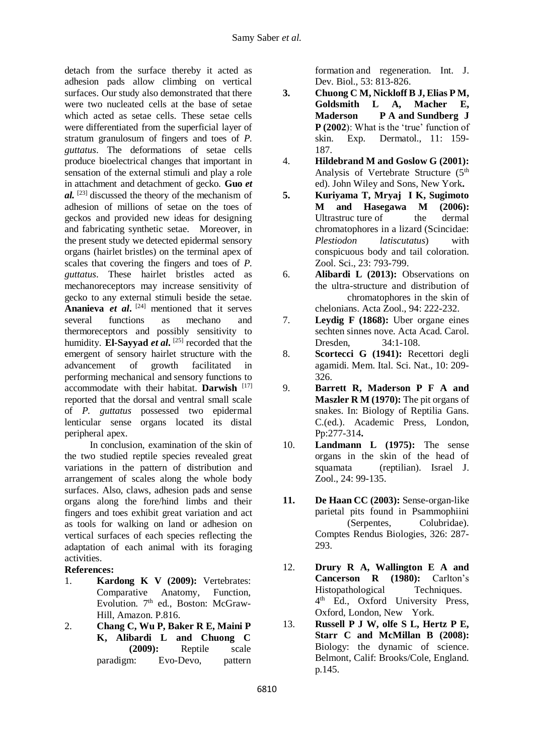detach from the surface thereby it acted as adhesion pads allow climbing on vertical surfaces. Our study also demonstrated that there were two nucleated cells at the base of setae which acted as setae cells. These setae cells were differentiated from the superficial layer of stratum granulosum of fingers and toes of *P. guttatus*. The deformations of setae cells produce bioelectrical changes that important in sensation of the external stimuli and play a role in attachment and detachment of gecko. **Guo *et al.*** [23] discussed the theory of the mechanism of adhesion of millions of setae on the toes of geckos and provided new ideas for designing and fabricating synthetic setae. Moreover, in the present study we detected epidermal sensory organs (hairlet bristles) on the terminal apex of scales that covering the fingers and toes of *P. guttatus*. These hairlet bristles acted as mechanoreceptors may increase sensitivity of gecko to any external stimuli beside the setae. **Ananieva *et al*.** [24] mentioned that it serves several functions as mechano and thermoreceptors and possibly sensitivity to humidity. **El-Sayyad *et al.*** [25] recorded that the emergent of sensory hairlet structure with the advancement of growth facilitated in performing mechanical and sensory functions to accommodate with their habitat. **Darwish** [17] reported that the dorsal and ventral small scale of *P. guttatus* possessed two epidermal lenticular sense organs located its distal peripheral apex.

In conclusion, examination of the skin of the two studied reptile species revealed great variations in the pattern of distribution and arrangement of scales along the whole body surfaces. Also, claws, adhesion pads and sense organs along the fore/hind limbs and their fingers and toes exhibit great variation and act as tools for walking on land or adhesion on vertical surfaces of each species reflecting the adaptation of each animal with its foraging activities.

**References:**

1. **Kardong K V (2009):** Vertebrates: Comparative Anatomy, Function, Evolution. 7th ed., Boston: McGraw-Hill, Amazon. P.816.
2. **Chang C, Wu P, Baker R E, Maini P K, Alibardi L and Chuong C (2009):** Reptile scale paradigm: Evo-Devo, pattern formation and regeneration. Int. J. Dev. Biol., 53: 813-826.
3. **Chuong C M, Nickloff B J, Elias P M, Goldsmith L A, Macher E, Maderson P A and Sundberg J P (2002)**: What is the 'true' function of skin. Exp. Dermatol., 11: 159-187.
4. **Hildebrand M and Goslow G (2001):** Analysis of Vertebrate Structure (5th ed). John Wiley and Sons, New York**.**
5. **Kuriyama T, Mryaj I K, Sugimoto M and Hasegawa M (2006):** Ultrastruc ture of the dermal chromatophores in a lizard (Scincidae: *Plestiodon latiscutatus*) with conspicuous body and tail coloration. Zool. Sci., 23: 793-799.
6. **Alibardi L (2013):** Observations on the ultra-structure and distribution of chromatophores in the skin of chelonians. Acta Zool., 94: 222-232.
7. **Leydig F (1868):** Uber organe eines sechten sinnes nove. Acta Acad. Carol. Dresden, 34:1-108.
8. **Scortecci G (1941):** Recettori degli agamidi. Mem. Ital. Sci. Nat., 10: 209-326.
9. **Barrett R, Maderson P F A and Maszler R M (1970):** The pit organs of snakes. In: Biology of Reptilia Gans. C.(ed.). Academic Press, London, Pp:277-314**.**
10. **Landmann L (1975):** The sense organs in the skin of the head of squamata (reptilian). Israel J. Zool., 24: 99-135.
11. **De Haan CC (2003):** Sense-organ-like parietal pits found in Psammophiini (Serpentes, Colubridae). Comptes Rendus Biologies, 326: 287-293.
12. **Drury R A, Wallington E A and Cancerson R (1980):** Carlton's Histopathological Techniques. 4th Ed., Oxford University Press, Oxford, London, New York.
13. **Russell P J W, olfe S L, Hertz P E, Starr C and McMillan B (2008):** Biology: the dynamic of science. Belmont, Calif: Brooks/Cole, England. p.145.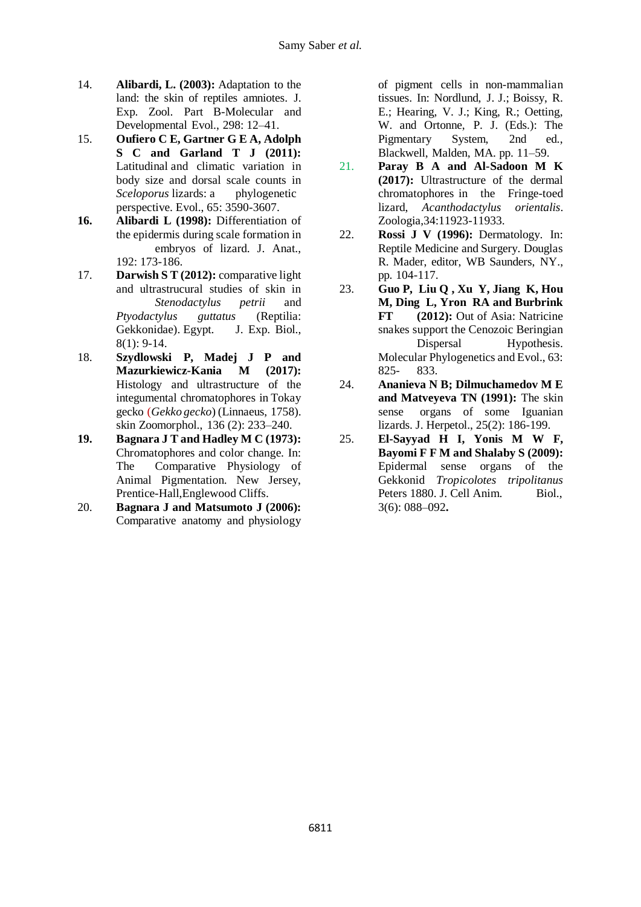14. **Alibardi, L. (2003):** Adaptation to the land: the skin of reptiles amniotes. J. Exp. Zool. Part B-Molecular and Developmental Evol., 298: 12–41.
15. **Oufiero C E, Gartner G E A, Adolph S C and Garland T J (2011):** Latitudinal and climatic variation in body size and dorsal scale counts in *Sceloporus* lizards: a phylogenetic perspective. Evol., 65: 3590-3607.
16. **Alibardi L (1998):** Differentiation of the epidermis during scale formation in embryos of lizard. J. Anat., 192: 173-186.
17. **Darwish S T (2012):** comparative light and ultrastrucural studies of skin in *Stenodactylus petrii* and *Ptyodactylus guttatus* (Reptilia: Gekkonidae). Egypt. J. Exp. Biol., 8(1): 9-14.
18. **Szydlowski P, Madej J P and Mazurkiewicz-Kania M (2017):** Histology and ultrastructure of the integumental chromatophores in Tokay gecko (*Gekko gecko*) (Linnaeus, 1758). skin Zoomorphol., 136 (2): 233–240.
19. **Bagnara J T and Hadley M C (1973):** Chromatophores and color change. In: The Comparative Physiology of Animal Pigmentation. New Jersey, Prentice-Hall,Englewood Cliffs.
20. **Bagnara J and Matsumoto J (2006):** Comparative anatomy and physiology of pigment cells in non-mammalian tissues. In: Nordlund, J. J.; Boissy, R. E.; Hearing, V. J.; King, R.; Oetting, W. and Ortonne, P. J. (Eds.): The Pigmentary System, 2nd ed., Blackwell, Malden, MA. pp. 11–59.
21. **Paray B A and Al-Sadoon M K (2017):** Ultrastructure of the dermal chromatophores in the Fringe-toed lizard, *Acanthodactylus orientalis*. Zoologia,34:11923-11933.
22. **Rossi J V (1996):** Dermatology. In: Reptile Medicine and Surgery. Douglas R. Mader, editor, WB Saunders, NY., pp. 104-117.
23. **Guo P, Liu Q , Xu Y, Jiang K, Hou M, Ding L, Yron RA and Burbrink FT (2012):** Out of Asia: Natricine snakes support the Cenozoic Beringian Dispersal Hypothesis. Molecular Phylogenetics and Evol., 63: 825- 833.
24. **Ananieva N B; Dilmuchamedov M E and Matveyeva TN (1991):** The skin sense organs of some Iguanian lizards. J. Herpetol., 25(2): 186-199.
25. **El-Sayyad H I, Yonis M W F, Bayomi F F M and Shalaby S (2009):** Epidermal sense organs of the Gekkonid *Tropicolotes tripolitanus* Peters 1880. J. Cell Anim. Biol., 3(6): 088–092**.**